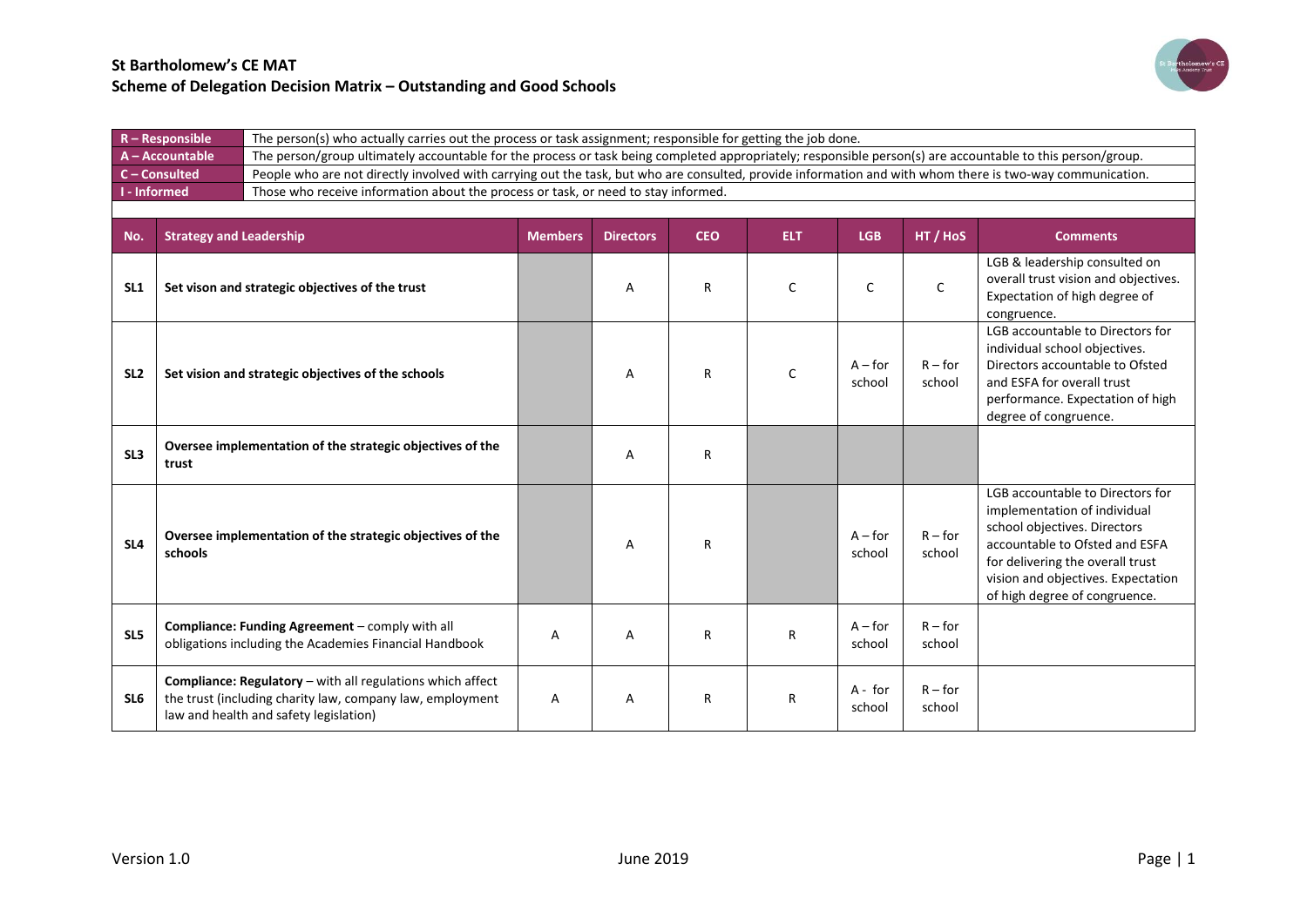# St Bartholomew's CE MAT

## Scheme of Delegation Decision Matrix – Outstanding and Good Schools

| | |
|---|---|
| **R – Responsible** | The person(s) who actually carries out the process or task assignment; responsible for getting the job done. |
| **A – Accountable** | The person/group ultimately accountable for the process or task being completed appropriately; responsible person(s) are accountable to this person/group. |
| **C – Consulted** | People who are not directly involved with carrying out the task, but who are consulted, provide information and with whom there is two-way communication. |
| **I - Informed** | Those who receive information about the process or task, or need to stay informed. |

| No. | Strategy and Leadership | Members | Directors | CEO | ELT | LGB | HT / HoS | Comments |
|---|---|---|---|---|---|---|---|---|
| **SL1** | **Set vison and strategic objectives of the trust** | | A | R | C | C | C | LGB & leadership consulted on overall trust vision and objectives. Expectation of high degree of congruence. |
| **SL2** | **Set vision and strategic objectives of the schools** | | A | R | C | A – for school | R – for school | LGB accountable to Directors for individual school objectives. Directors accountable to Ofsted and ESFA for overall trust performance. Expectation of high degree of congruence. |
| **SL3** | **Oversee implementation of the strategic objectives of the trust** | | A | R | | | | |
| **SL4** | **Oversee implementation of the strategic objectives of the schools** | | A | R | | A – for school | R – for school | LGB accountable to Directors for implementation of individual school objectives. Directors accountable to Ofsted and ESFA for delivering the overall trust vision and objectives. Expectation of high degree of congruence. |
| **SL5** | **Compliance: Funding Agreement** – comply with all obligations including the Academies Financial Handbook | A | A | R | R | A – for school | R – for school | |
| **SL6** | **Compliance: Regulatory** – with all regulations which affect the trust (including charity law, company law, employment law and health and safety legislation) | A | A | R | R | A - for school | R – for school | |

Version 1.0 June 2019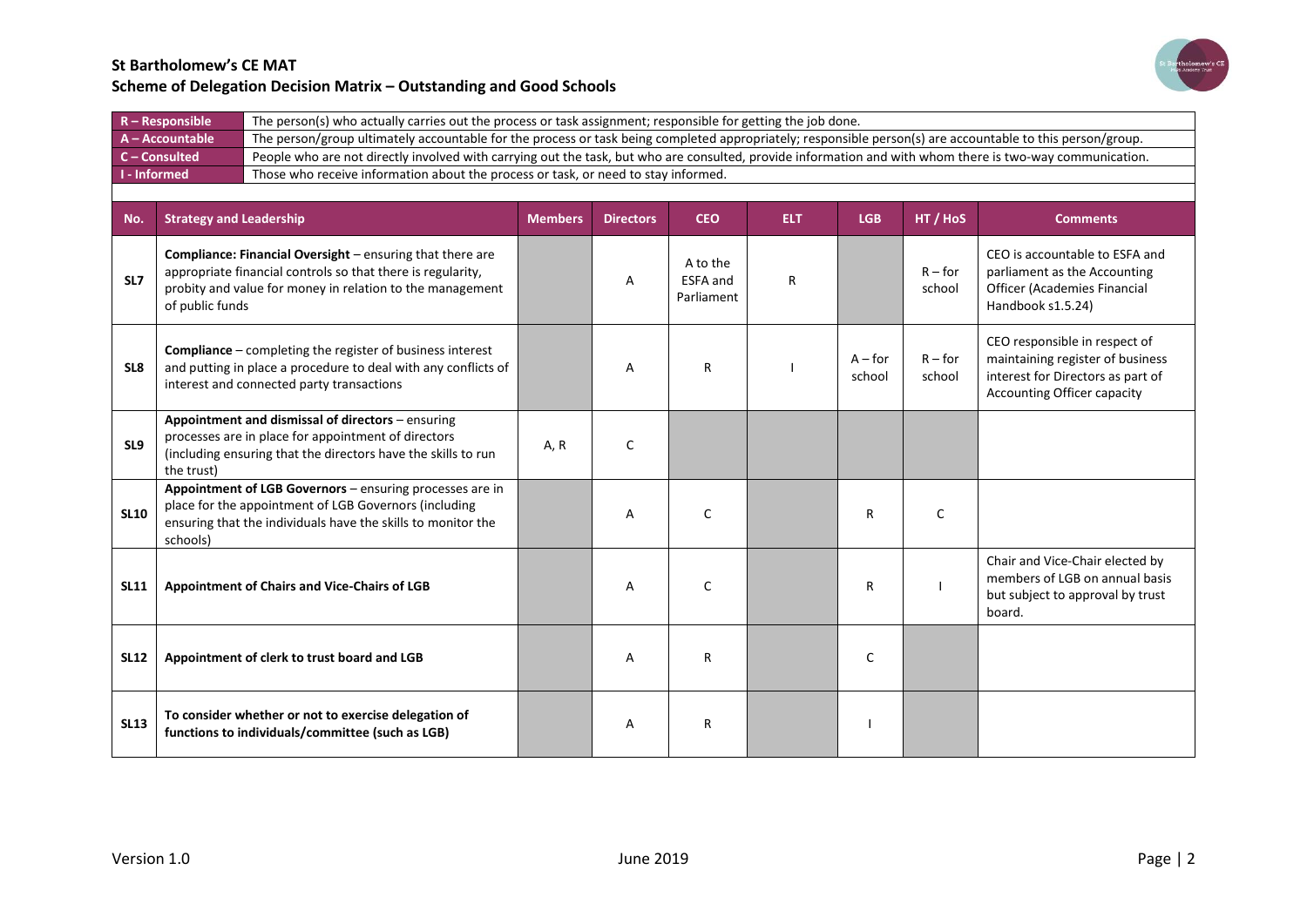## St Bartholomew's CE MAT
## Scheme of Delegation Decision Matrix – Outstanding and Good Schools

| | |
|---|---|
| **R – Responsible** | The person(s) who actually carries out the process or task assignment; responsible for getting the job done. |
| **A – Accountable** | The person/group ultimately accountable for the process or task being completed appropriately; responsible person(s) are accountable to this person/group. |
| **C – Consulted** | People who are not directly involved with carrying out the task, but who are consulted, provide information and with whom there is two-way communication. |
| **I - Informed** | Those who receive information about the process or task, or need to stay informed. |

| No. | Strategy and Leadership | Members | Directors | CEO | ELT | LGB | HT / HoS | Comments |
|---|---|---|---|---|---|---|---|---|
| SL7 | **Compliance: Financial Oversight** – ensuring that there are appropriate financial controls so that there is regularity, probity and value for money in relation to the management of public funds | | A | A to the ESFA and Parliament | R | | R – for school | CEO is accountable to ESFA and parliament as the Accounting Officer (Academies Financial Handbook s1.5.24) |
| SL8 | **Compliance** – completing the register of business interest and putting in place a procedure to deal with any conflicts of interest and connected party transactions | | A | R | I | A – for school | R – for school | CEO responsible in respect of maintaining register of business interest for Directors as part of Accounting Officer capacity |
| SL9 | **Appointment and dismissal of directors** – ensuring processes are in place for appointment of directors (including ensuring that the directors have the skills to run the trust) | A, R | C | | | | | |
| SL10 | **Appointment of LGB Governors** – ensuring processes are in place for the appointment of LGB Governors (including ensuring that the individuals have the skills to monitor the schools) | | A | C | | R | C | |
| SL11 | **Appointment of Chairs and Vice-Chairs of LGB** | | A | C | | R | I | Chair and Vice-Chair elected by members of LGB on annual basis but subject to approval by trust board. |
| SL12 | **Appointment of clerk to trust board and LGB** | | A | R | | C | | |
| SL13 | **To consider whether or not to exercise delegation of functions to individuals/committee (such as LGB)** | | A | R | | I | | |

Version 1.0 June 2019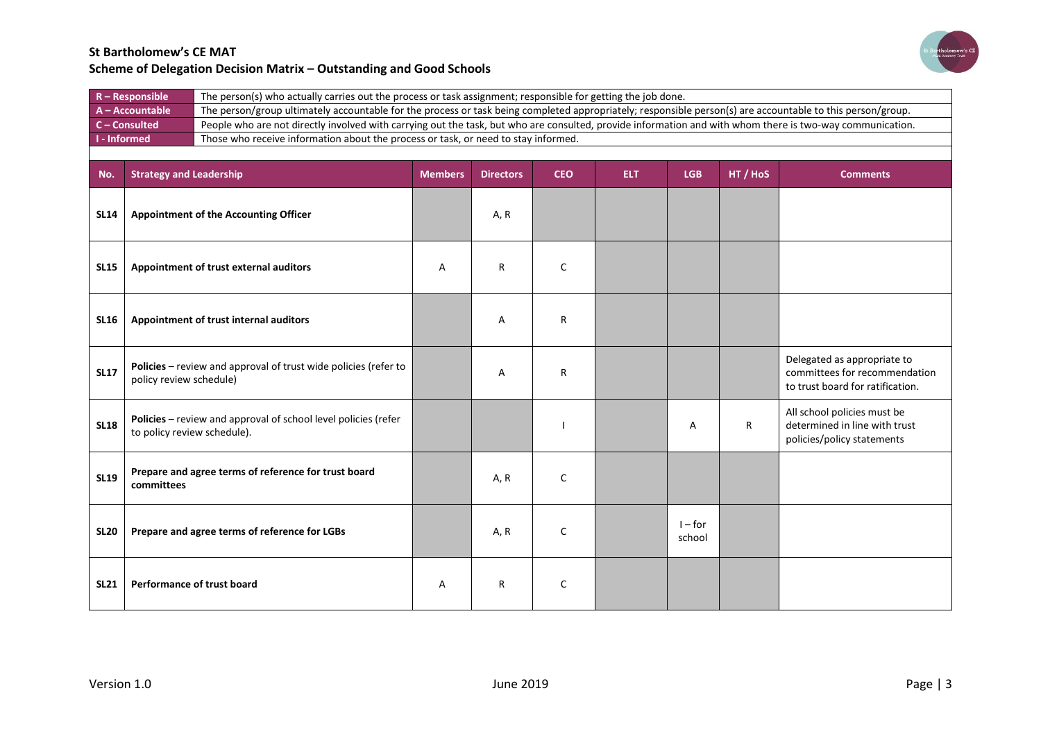# St Bartholomew's CE MAT

## Scheme of Delegation Decision Matrix – Outstanding and Good Schools

| | |
|---|---|
| **R – Responsible** | The person(s) who actually carries out the process or task assignment; responsible for getting the job done. |
| **A – Accountable** | The person/group ultimately accountable for the process or task being completed appropriately; responsible person(s) are accountable to this person/group. |
| **C – Consulted** | People who are not directly involved with carrying out the task, but who are consulted, provide information and with whom there is two-way communication. |
| **I - Informed** | Those who receive information about the process or task, or need to stay informed. |

| No. | Strategy and Leadership | Members | Directors | CEO | ELT | LGB | HT / HoS | Comments |
|---|---|---|---|---|---|---|---|---|
| **SL14** | **Appointment of the Accounting Officer** | | A, R | | | | | |
| **SL15** | **Appointment of trust external auditors** | A | R | C | | | | |
| **SL16** | **Appointment of trust internal auditors** | | A | R | | | | |
| **SL17** | **Policies** – review and approval of trust wide policies (refer to policy review schedule) | | A | R | | | | Delegated as appropriate to committees for recommendation to trust board for ratification. |
| **SL18** | **Policies** – review and approval of school level policies (refer to policy review schedule). | | | I | | A | R | All school policies must be determined in line with trust policies/policy statements |
| **SL19** | **Prepare and agree terms of reference for trust board committees** | | A, R | C | | | | |
| **SL20** | **Prepare and agree terms of reference for LGBs** | | A, R | C | | I – for school | | |
| **SL21** | **Performance of trust board** | A | R | C | | | | |

Version 1.0 June 2019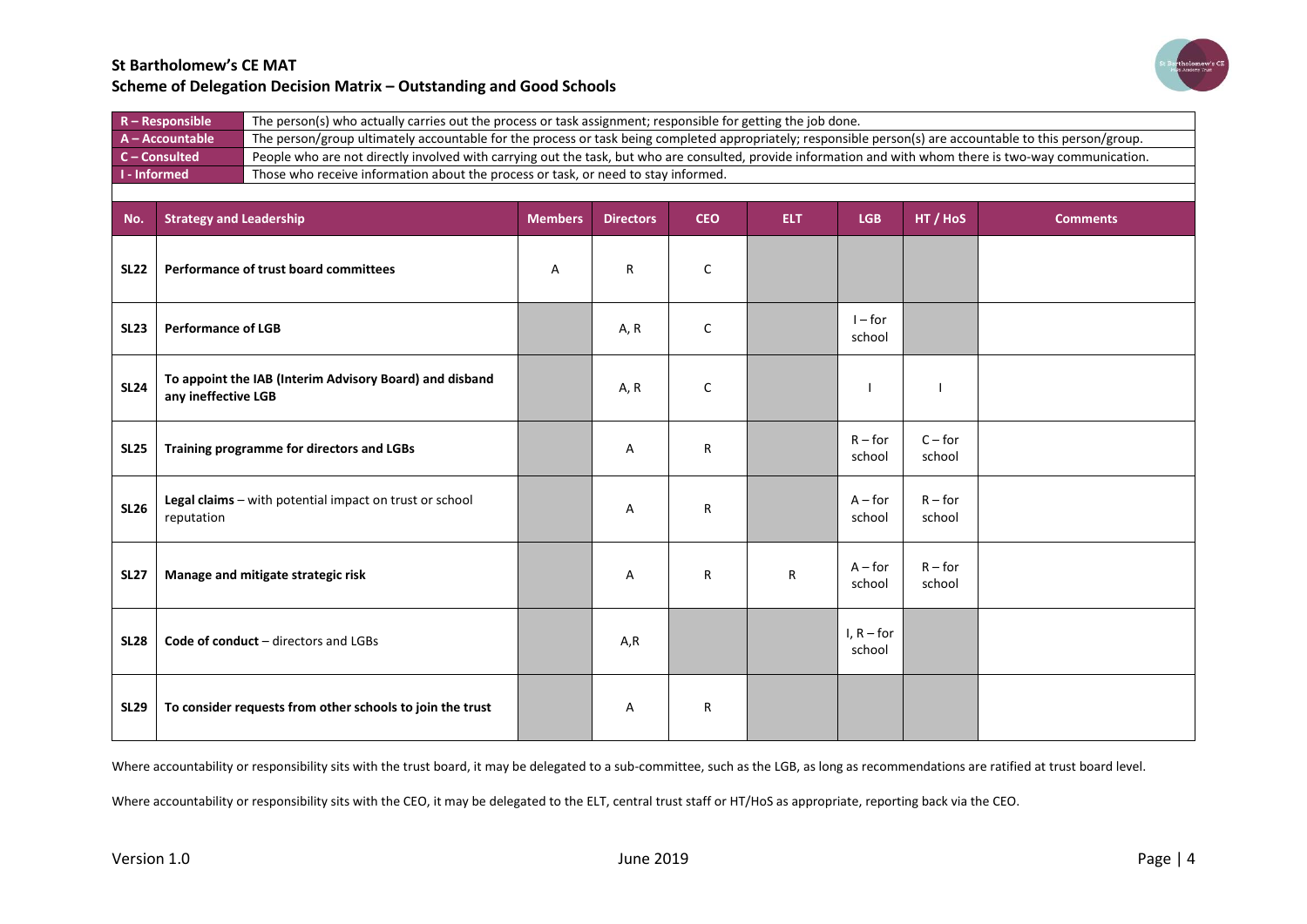**St Bartholomew's CE MAT**
**Scheme of Delegation Decision Matrix – Outstanding and Good Schools**

| | |
|---|---|
| **R – Responsible** | The person(s) who actually carries out the process or task assignment; responsible for getting the job done. |
| **A – Accountable** | The person/group ultimately accountable for the process or task being completed appropriately; responsible person(s) are accountable to this person/group. |
| **C – Consulted** | People who are not directly involved with carrying out the task, but who are consulted, provide information and with whom there is two-way communication. |
| **I - Informed** | Those who receive information about the process or task, or need to stay informed. |

| No. | Strategy and Leadership | Members | Directors | CEO | ELT | LGB | HT / HoS | Comments |
|---|---|---|---|---|---|---|---|---|
| **SL22** | **Performance of trust board committees** | A | R | C | | | | |
| **SL23** | **Performance of LGB** | | A, R | C | | I – for school | | |
| **SL24** | **To appoint the IAB (Interim Advisory Board) and disband any ineffective LGB** | | A, R | C | | I | I | |
| **SL25** | **Training programme for directors and LGBs** | | A | R | | R – for school | C – for school | |
| **SL26** | **Legal claims** – with potential impact on trust or school reputation | | A | R | | A – for school | R – for school | |
| **SL27** | **Manage and mitigate strategic risk** | | A | R | R | A – for school | R – for school | |
| **SL28** | **Code of conduct** – directors and LGBs | | A,R | | | I, R – for school | | |
| **SL29** | **To consider requests from other schools to join the trust** | | A | R | | | | |

Where accountability or responsibility sits with the trust board, it may be delegated to a sub-committee, such as the LGB, as long as recommendations are ratified at trust board level.

Where accountability or responsibility sits with the CEO, it may be delegated to the ELT, central trust staff or HT/HoS as appropriate, reporting back via the CEO.

Version 1.0 June 2019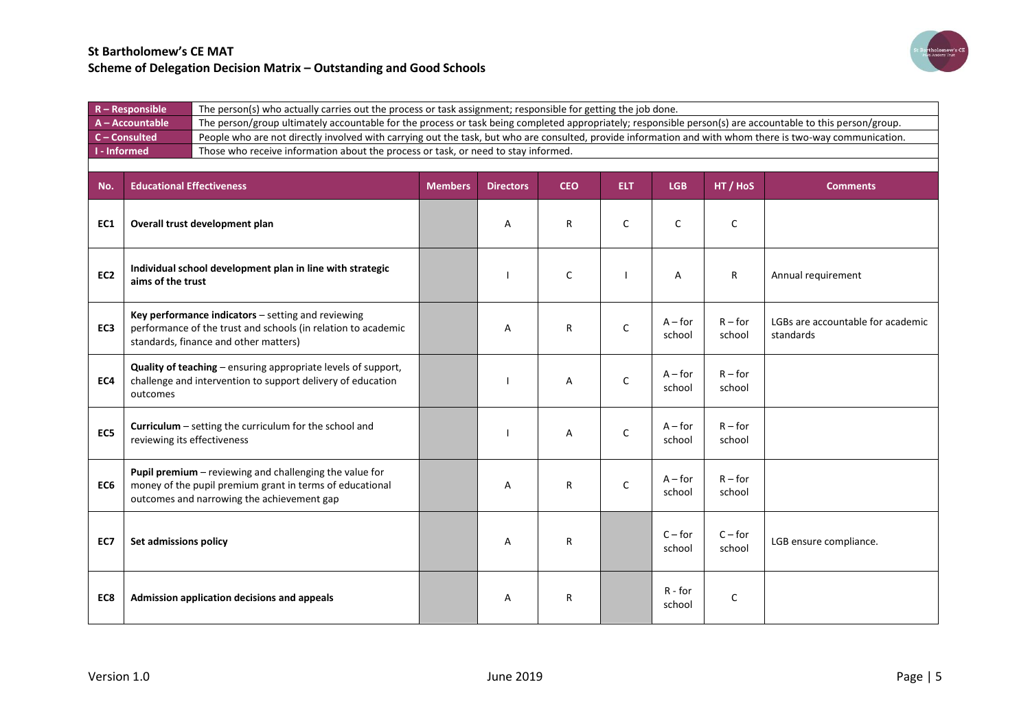# St Bartholomew's CE MAT

## Scheme of Delegation Decision Matrix – Outstanding and Good Schools

| | |
|---|---|
| **R – Responsible** | The person(s) who actually carries out the process or task assignment; responsible for getting the job done. |
| **A – Accountable** | The person/group ultimately accountable for the process or task being completed appropriately; responsible person(s) are accountable to this person/group. |
| **C – Consulted** | People who are not directly involved with carrying out the task, but who are consulted, provide information and with whom there is two-way communication. |
| **I - Informed** | Those who receive information about the process or task, or need to stay informed. |

| No. | Educational Effectiveness | Members | Directors | CEO | ELT | LGB | HT / HoS | Comments |
|---|---|---|---|---|---|---|---|---|
| EC1 | **Overall trust development plan** | | A | R | C | C | C | |
| EC2 | **Individual school development plan in line with strategic aims of the trust** | | I | C | I | A | R | Annual requirement |
| EC3 | **Key performance indicators** – setting and reviewing performance of the trust and schools (in relation to academic standards, finance and other matters) | | A | R | C | A – for school | R – for school | LGBs are accountable for academic standards |
| EC4 | **Quality of teaching** – ensuring appropriate levels of support, challenge and intervention to support delivery of education outcomes | | I | A | C | A – for school | R – for school | |
| EC5 | **Curriculum** – setting the curriculum for the school and reviewing its effectiveness | | I | A | C | A – for school | R – for school | |
| EC6 | **Pupil premium** – reviewing and challenging the value for money of the pupil premium grant in terms of educational outcomes and narrowing the achievement gap | | A | R | C | A – for school | R – for school | |
| EC7 | **Set admissions policy** | | A | R | | C – for school | C – for school | LGB ensure compliance. |
| EC8 | **Admission application decisions and appeals** | | A | R | | R - for school | C | |

Version 1.0 June 2019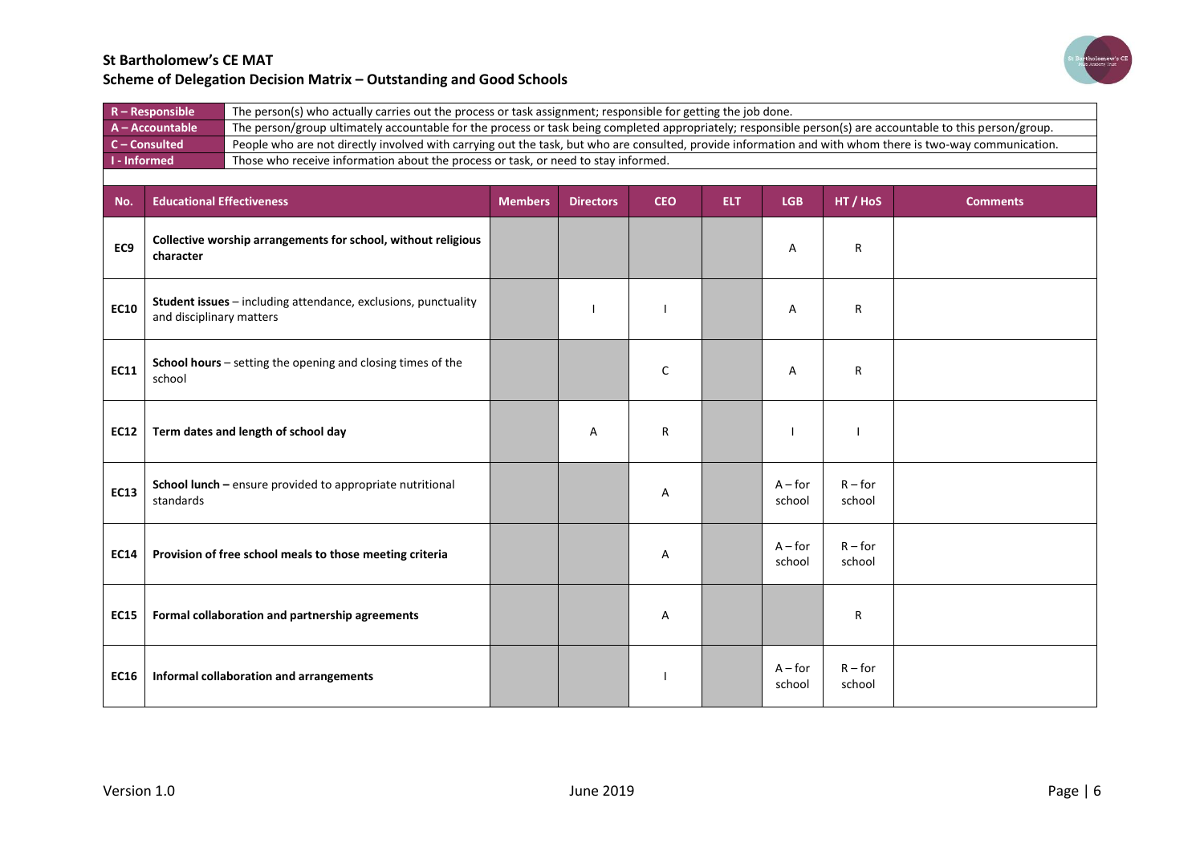**St Bartholomew's CE MAT**
**Scheme of Delegation Decision Matrix – Outstanding and Good Schools**

| | |
|---|---|
| **R – Responsible** | The person(s) who actually carries out the process or task assignment; responsible for getting the job done. |
| **A – Accountable** | The person/group ultimately accountable for the process or task being completed appropriately; responsible person(s) are accountable to this person/group. |
| **C – Consulted** | People who are not directly involved with carrying out the task, but who are consulted, provide information and with whom there is two-way communication. |
| **I - Informed** | Those who receive information about the process or task, or need to stay informed. |

| No. | Educational Effectiveness | Members | Directors | CEO | ELT | LGB | HT / HoS | Comments |
|---|---|---|---|---|---|---|---|---|
| **EC9** | **Collective worship arrangements for school, without religious character** | | | | | A | R | |
| **EC10** | **Student issues** – including attendance, exclusions, punctuality and disciplinary matters | | I | I | | A | R | |
| **EC11** | **School hours** – setting the opening and closing times of the school | | | C | | A | R | |
| **EC12** | **Term dates and length of school day** | | A | R | | I | I | |
| **EC13** | **School lunch –** ensure provided to appropriate nutritional standards | | | A | | A – for school | R – for school | |
| **EC14** | **Provision of free school meals to those meeting criteria** | | | A | | A – for school | R – for school | |
| **EC15** | **Formal collaboration and partnership agreements** | | | A | | | R | |
| **EC16** | **Informal collaboration and arrangements** | | | I | | A – for school | R – for school | |

Version 1.0 June 2019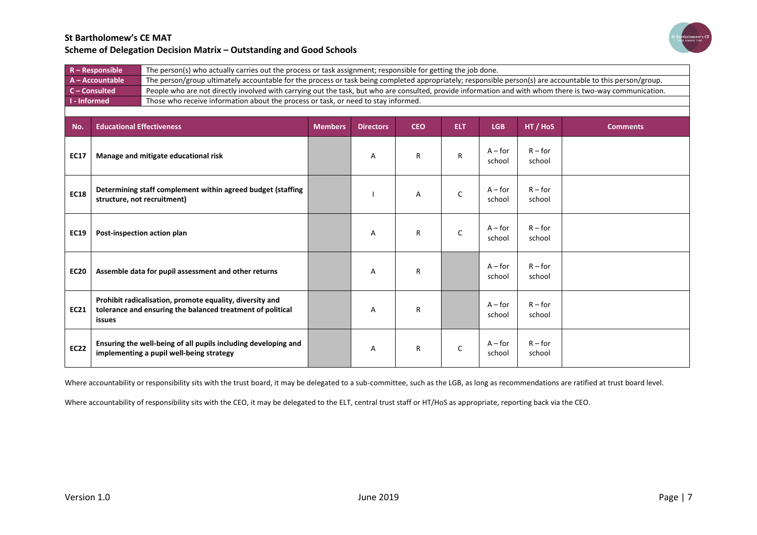**St Bartholomew's CE MAT**
**Scheme of Delegation Decision Matrix – Outstanding and Good Schools**

| | |
|---|---|
| **R – Responsible** | The person(s) who actually carries out the process or task assignment; responsible for getting the job done. |
| **A – Accountable** | The person/group ultimately accountable for the process or task being completed appropriately; responsible person(s) are accountable to this person/group. |
| **C – Consulted** | People who are not directly involved with carrying out the task, but who are consulted, provide information and with whom there is two-way communication. |
| **I - Informed** | Those who receive information about the process or task, or need to stay informed. |

| No. | Educational Effectiveness | Members | Directors | CEO | ELT | LGB | HT / HoS | Comments |
|---|---|---|---|---|---|---|---|---|
| **EC17** | **Manage and mitigate educational risk** | | A | R | R | A – for school | R – for school | |
| **EC18** | **Determining staff complement within agreed budget (staffing structure, not recruitment)** | | I | A | C | A – for school | R – for school | |
| **EC19** | **Post-inspection action plan** | | A | R | C | A – for school | R – for school | |
| **EC20** | **Assemble data for pupil assessment and other returns** | | A | R | | A – for school | R – for school | |
| **EC21** | **Prohibit radicalisation, promote equality, diversity and tolerance and ensuring the balanced treatment of political issues** | | A | R | | A – for school | R – for school | |
| **EC22** | **Ensuring the well-being of all pupils including developing and implementing a pupil well-being strategy** | | A | R | C | A – for school | R – for school | |

Where accountability or responsibility sits with the trust board, it may be delegated to a sub-committee, such as the LGB, as long as recommendations are ratified at trust board level.

Where accountability of responsibility sits with the CEO, it may be delegated to the ELT, central trust staff or HT/HoS as appropriate, reporting back via the CEO.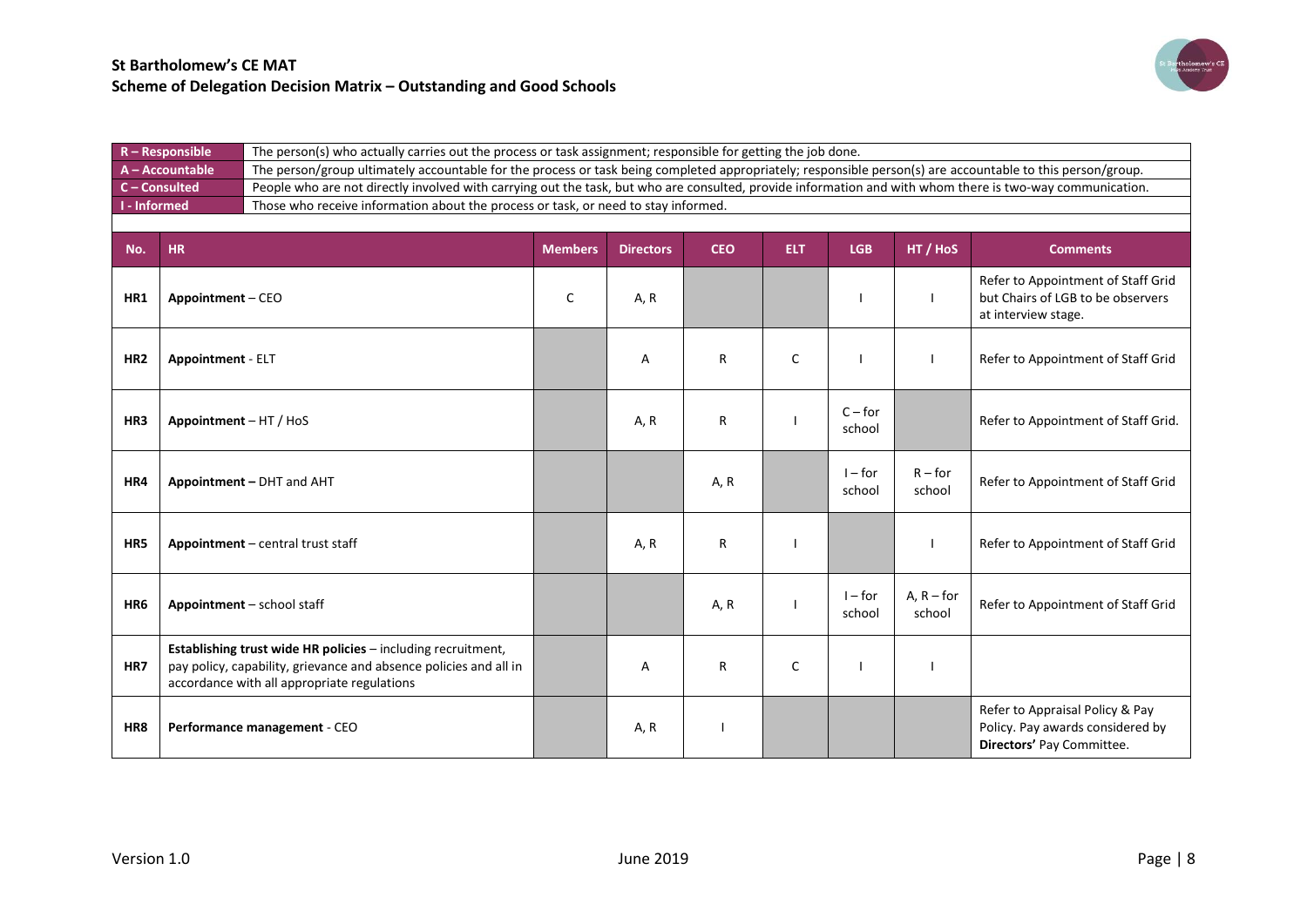**St Bartholomew's CE MAT**
**Scheme of Delegation Decision Matrix – Outstanding and Good Schools**

| | |
|---|---|
| **R – Responsible** | The person(s) who actually carries out the process or task assignment; responsible for getting the job done. |
| **A – Accountable** | The person/group ultimately accountable for the process or task being completed appropriately; responsible person(s) are accountable to this person/group. |
| **C – Consulted** | People who are not directly involved with carrying out the task, but who are consulted, provide information and with whom there is two-way communication. |
| **I - Informed** | Those who receive information about the process or task, or need to stay informed. |

| No. | HR | Members | Directors | CEO | ELT | LGB | HT / HoS | Comments |
|---|---|---|---|---|---|---|---|---|
| HR1 | **Appointment** – CEO | C | A, R | | | I | I | Refer to Appointment of Staff Grid but Chairs of LGB to be observers at interview stage. |
| HR2 | **Appointment** - ELT | | A | R | C | I | I | Refer to Appointment of Staff Grid |
| HR3 | **Appointment** – HT / HoS | | A, R | R | I | C – for school | | Refer to Appointment of Staff Grid. |
| HR4 | **Appointment –** DHT and AHT | | | A, R | | I – for school | R – for school | Refer to Appointment of Staff Grid |
| HR5 | **Appointment** – central trust staff | | A, R | R | I | | I | Refer to Appointment of Staff Grid |
| HR6 | **Appointment** – school staff | | | A, R | I | I – for school | A, R – for school | Refer to Appointment of Staff Grid |
| HR7 | **Establishing trust wide HR policies** – including recruitment, pay policy, capability, grievance and absence policies and all in accordance with all appropriate regulations | | A | R | C | I | I | |
| HR8 | **Performance management** - CEO | | A, R | I | | | | Refer to Appraisal Policy & Pay Policy. Pay awards considered by **Directors'** Pay Committee. |

Version 1.0 June 2019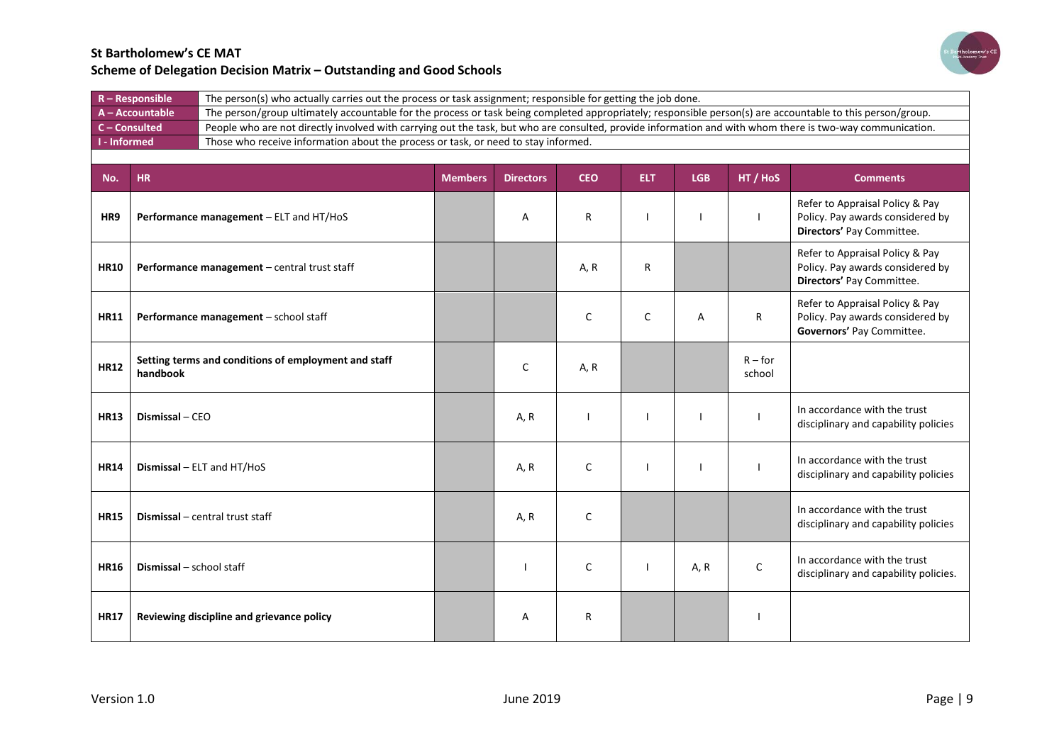# St Bartholomew's CE MAT

## Scheme of Delegation Decision Matrix – Outstanding and Good Schools

| | |
|---|---|
| **R – Responsible** | The person(s) who actually carries out the process or task assignment; responsible for getting the job done. |
| **A – Accountable** | The person/group ultimately accountable for the process or task being completed appropriately; responsible person(s) are accountable to this person/group. |
| **C – Consulted** | People who are not directly involved with carrying out the task, but who are consulted, provide information and with whom there is two-way communication. |
| **I - Informed** | Those who receive information about the process or task, or need to stay informed. |

| No. | HR | Members | Directors | CEO | ELT | LGB | HT / HoS | Comments |
|---|---|---|---|---|---|---|---|---|
| HR9 | **Performance management** – ELT and HT/HoS | | A | R | I | I | I | Refer to Appraisal Policy & Pay Policy. Pay awards considered by **Directors'** Pay Committee. |
| HR10 | **Performance management** – central trust staff | | | A, R | R | | | Refer to Appraisal Policy & Pay Policy. Pay awards considered by **Directors'** Pay Committee. |
| HR11 | **Performance management** – school staff | | | C | C | A | R | Refer to Appraisal Policy & Pay Policy. Pay awards considered by **Governors'** Pay Committee. |
| HR12 | **Setting terms and conditions of employment and staff handbook** | | C | A, R | | | R – for school | |
| HR13 | **Dismissal** – CEO | | A, R | I | I | I | I | In accordance with the trust disciplinary and capability policies |
| HR14 | **Dismissal** – ELT and HT/HoS | | A, R | C | I | I | I | In accordance with the trust disciplinary and capability policies |
| HR15 | **Dismissal** – central trust staff | | A, R | C | | | | In accordance with the trust disciplinary and capability policies |
| HR16 | **Dismissal** – school staff | | I | C | I | A, R | C | In accordance with the trust disciplinary and capability policies. |
| HR17 | **Reviewing discipline and grievance policy** | | A | R | | | I | |

Version 1.0 June 2019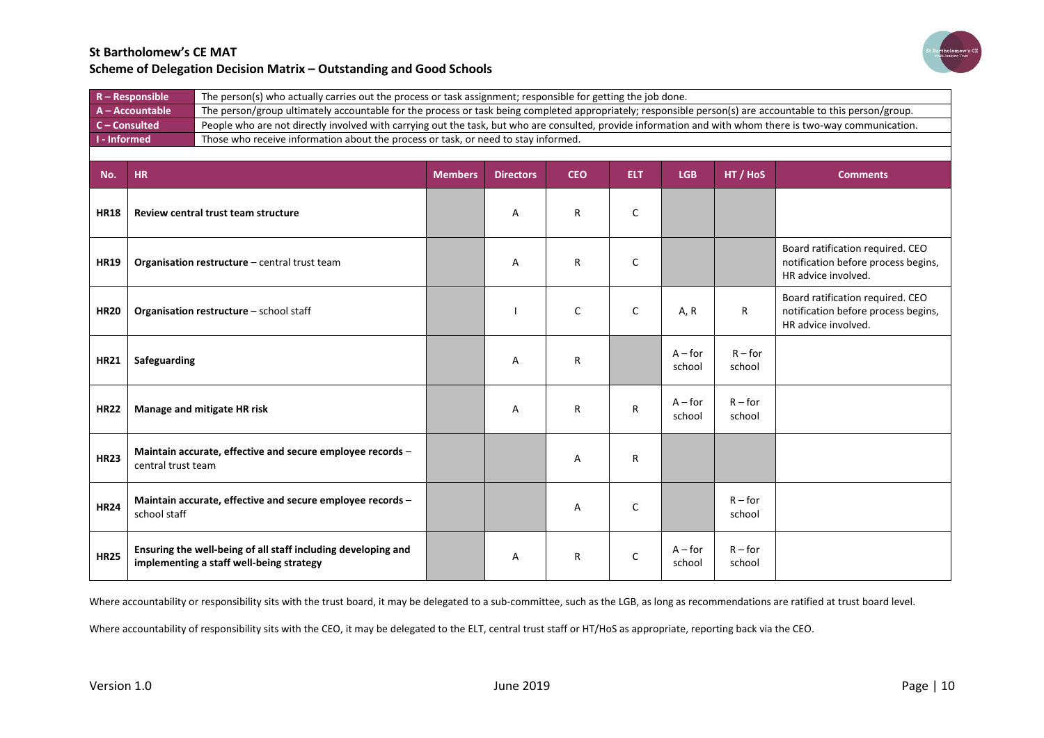**St Bartholomew's CE MAT**
**Scheme of Delegation Decision Matrix – Outstanding and Good Schools**

| | |
|---|---|
| **R – Responsible** | The person(s) who actually carries out the process or task assignment; responsible for getting the job done. |
| **A – Accountable** | The person/group ultimately accountable for the process or task being completed appropriately; responsible person(s) are accountable to this person/group. |
| **C – Consulted** | People who are not directly involved with carrying out the task, but who are consulted, provide information and with whom there is two-way communication. |
| **I - Informed** | Those who receive information about the process or task, or need to stay informed. |

| No. | HR | Members | Directors | CEO | ELT | LGB | HT / HoS | Comments |
|---|---|---|---|---|---|---|---|---|
| **HR18** | **Review central trust team structure** | | A | R | C | | | |
| **HR19** | **Organisation restructure** – central trust team | | A | R | C | | | Board ratification required. CEO notification before process begins, HR advice involved. |
| **HR20** | **Organisation restructure** – school staff | | I | C | C | A, R | R | Board ratification required. CEO notification before process begins, HR advice involved. |
| **HR21** | **Safeguarding** | | A | R | | A – for school | R – for school | |
| **HR22** | **Manage and mitigate HR risk** | | A | R | R | A – for school | R – for school | |
| **HR23** | **Maintain accurate, effective and secure employee records** – central trust team | | | A | R | | | |
| **HR24** | **Maintain accurate, effective and secure employee records** – school staff | | | A | C | | R – for school | |
| **HR25** | **Ensuring the well-being of all staff including developing and implementing a staff well-being strategy** | | A | R | C | A – for school | R – for school | |

Where accountability or responsibility sits with the trust board, it may be delegated to a sub-committee, such as the LGB, as long as recommendations are ratified at trust board level.

Where accountability of responsibility sits with the CEO, it may be delegated to the ELT, central trust staff or HT/HoS as appropriate, reporting back via the CEO.

Version 1.0 June 2019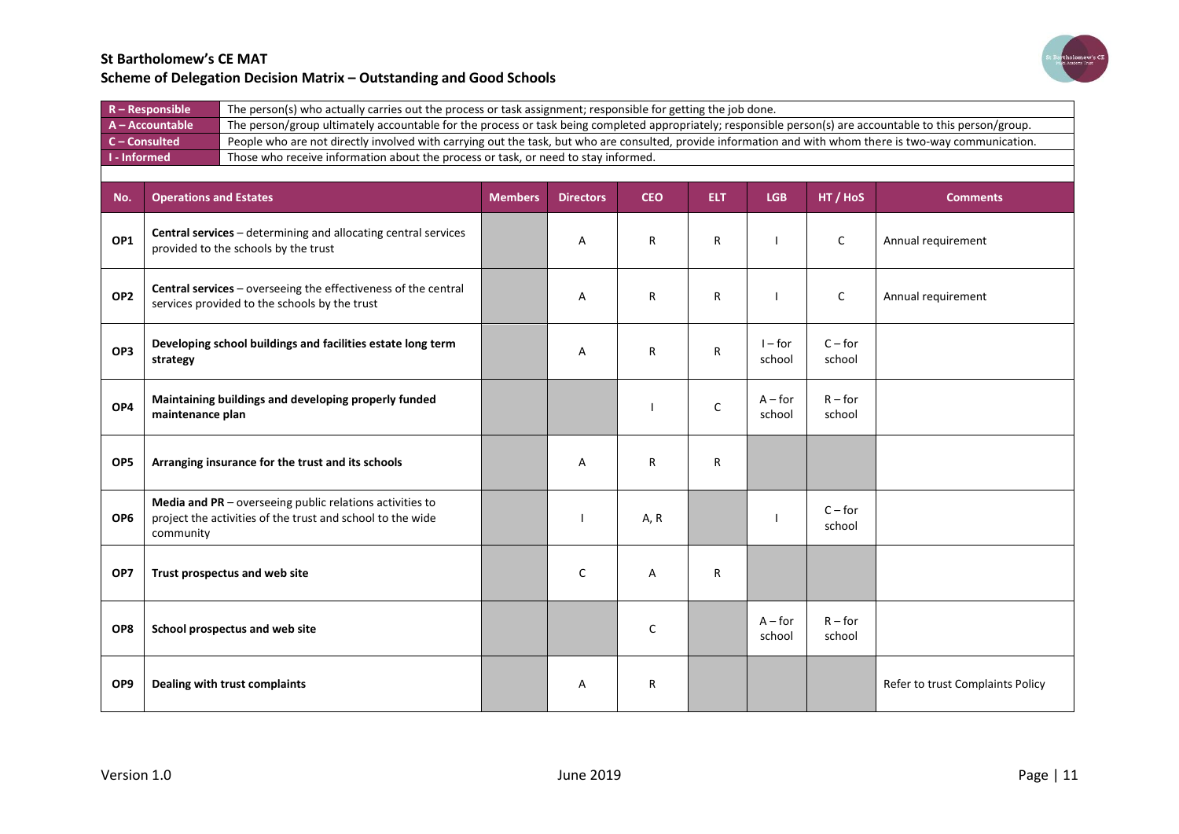## St Bartholomew's CE MAT
## Scheme of Delegation Decision Matrix – Outstanding and Good Schools

| | |
|---|---|
| **R – Responsible** | The person(s) who actually carries out the process or task assignment; responsible for getting the job done. |
| **A – Accountable** | The person/group ultimately accountable for the process or task being completed appropriately; responsible person(s) are accountable to this person/group. |
| **C – Consulted** | People who are not directly involved with carrying out the task, but who are consulted, provide information and with whom there is two-way communication. |
| **I - Informed** | Those who receive information about the process or task, or need to stay informed. |

| No. | Operations and Estates | Members | Directors | CEO | ELT | LGB | HT / HoS | Comments |
|---|---|---|---|---|---|---|---|---|
| OP1 | **Central services** – determining and allocating central services provided to the schools by the trust | | A | R | R | I | C | Annual requirement |
| OP2 | **Central services** – overseeing the effectiveness of the central services provided to the schools by the trust | | A | R | R | I | C | Annual requirement |
| OP3 | **Developing school buildings and facilities estate long term strategy** | | A | R | R | I – for school | C – for school | |
| OP4 | **Maintaining buildings and developing properly funded maintenance plan** | | | I | C | A – for school | R – for school | |
| OP5 | **Arranging insurance for the trust and its schools** | | A | R | R | | | |
| OP6 | **Media and PR** – overseeing public relations activities to project the activities of the trust and school to the wide community | | I | A, R | | I | C – for school | |
| OP7 | **Trust prospectus and web site** | | C | A | R | | | |
| OP8 | **School prospectus and web site** | | | C | | A – for school | R – for school | |
| OP9 | **Dealing with trust complaints** | | A | R | | | | Refer to trust Complaints Policy |

Version 1.0 | June 2019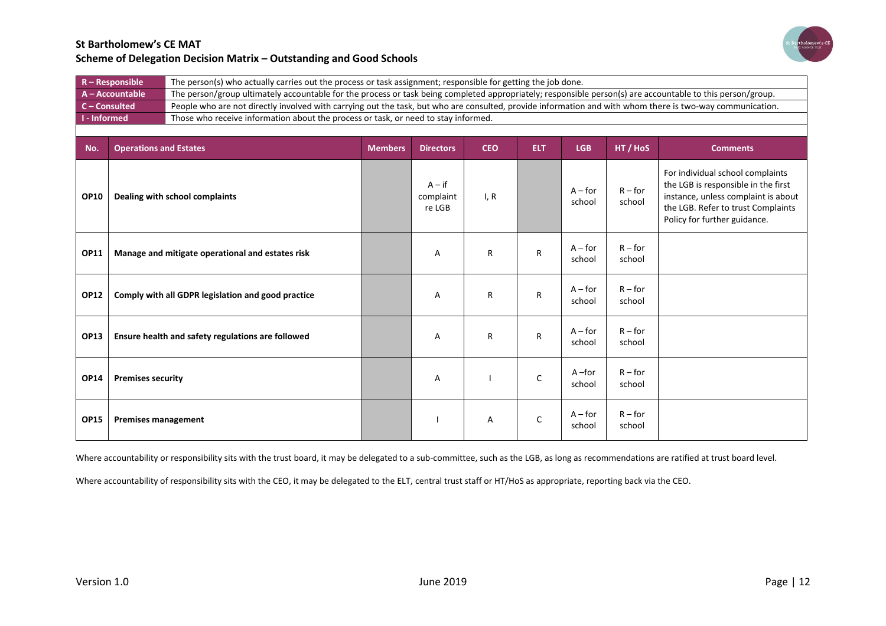## St Bartholomew's CE MAT
## Scheme of Delegation Decision Matrix – Outstanding and Good Schools

| | |
|---|---|
| **R – Responsible** | The person(s) who actually carries out the process or task assignment; responsible for getting the job done. |
| **A – Accountable** | The person/group ultimately accountable for the process or task being completed appropriately; responsible person(s) are accountable to this person/group. |
| **C – Consulted** | People who are not directly involved with carrying out the task, but who are consulted, provide information and with whom there is two-way communication. |
| **I - Informed** | Those who receive information about the process or task, or need to stay informed. |

| No. | Operations and Estates | Members | Directors | CEO | ELT | LGB | HT / HoS | Comments |
|---|---|---|---|---|---|---|---|---|
| **OP10** | **Dealing with school complaints** | | A – if complaint re LGB | I, R | | A – for school | R – for school | For individual school complaints the LGB is responsible in the first instance, unless complaint is about the LGB. Refer to trust Complaints Policy for further guidance. |
| **OP11** | **Manage and mitigate operational and estates risk** | | A | R | R | A – for school | R – for school | |
| **OP12** | **Comply with all GDPR legislation and good practice** | | A | R | R | A – for school | R – for school | |
| **OP13** | **Ensure health and safety regulations are followed** | | A | R | R | A – for school | R – for school | |
| **OP14** | **Premises security** | | A | I | C | A –for school | R – for school | |
| **OP15** | **Premises management** | | I | A | C | A – for school | R – for school | |

Where accountability or responsibility sits with the trust board, it may be delegated to a sub-committee, such as the LGB, as long as recommendations are ratified at trust board level.

Where accountability of responsibility sits with the CEO, it may be delegated to the ELT, central trust staff or HT/HoS as appropriate, reporting back via the CEO.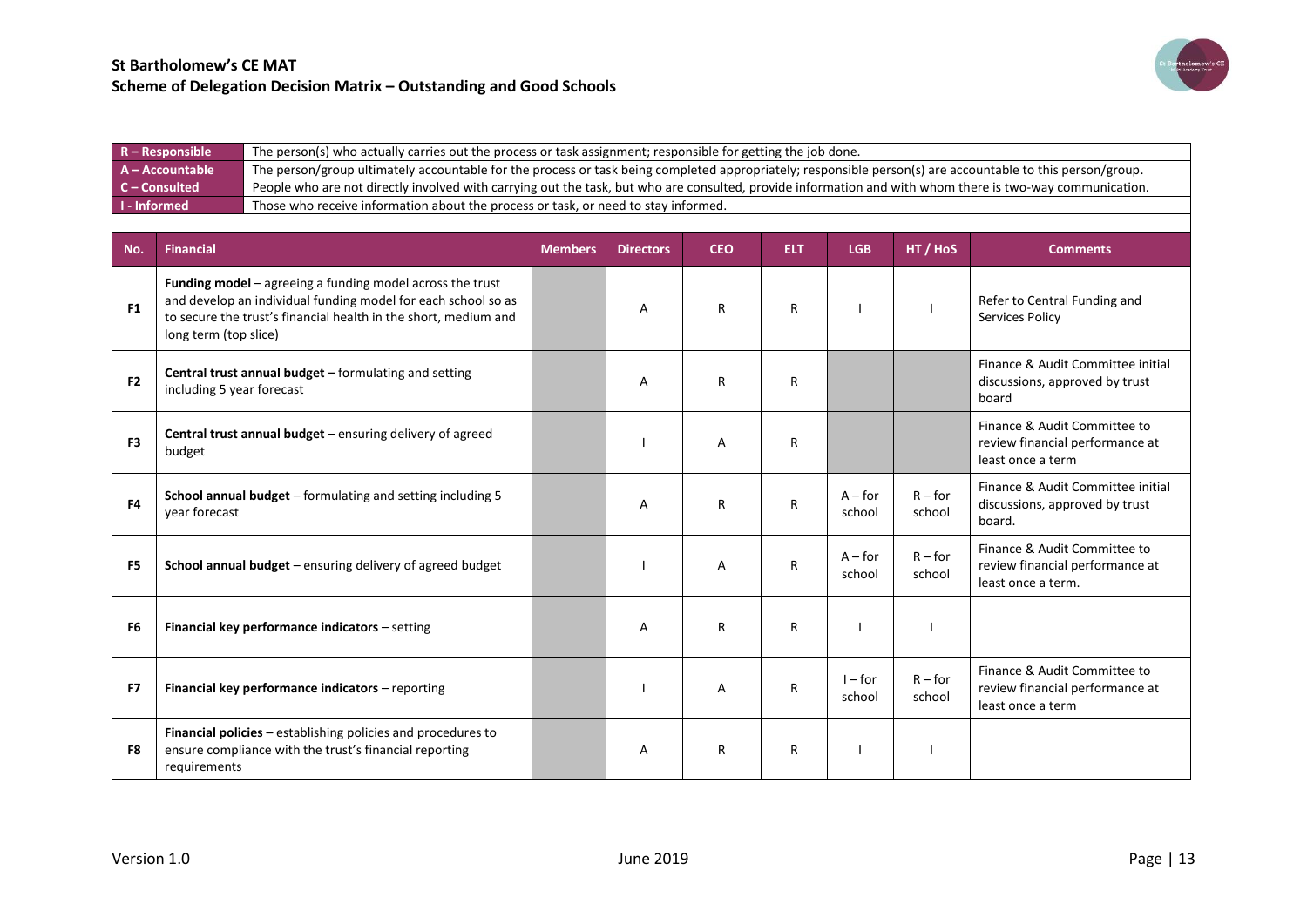## St Bartholomew's CE MAT
## Scheme of Delegation Decision Matrix – Outstanding and Good Schools

| | |
|---|---|
| **R – Responsible** | The person(s) who actually carries out the process or task assignment; responsible for getting the job done. |
| **A – Accountable** | The person/group ultimately accountable for the process or task being completed appropriately; responsible person(s) are accountable to this person/group. |
| **C – Consulted** | People who are not directly involved with carrying out the task, but who are consulted, provide information and with whom there is two-way communication. |
| **I - Informed** | Those who receive information about the process or task, or need to stay informed. |

| No. | Financial | Members | Directors | CEO | ELT | LGB | HT / HoS | Comments |
|---|---|---|---|---|---|---|---|---|
| F1 | **Funding model** – agreeing a funding model across the trust and develop an individual funding model for each school so as to secure the trust's financial health in the short, medium and long term (top slice) | | A | R | R | I | I | Refer to Central Funding and Services Policy |
| F2 | **Central trust annual budget –** formulating and setting including 5 year forecast | | A | R | R | | | Finance & Audit Committee initial discussions, approved by trust board |
| F3 | **Central trust annual budget** – ensuring delivery of agreed budget | | I | A | R | | | Finance & Audit Committee to review financial performance at least once a term |
| F4 | **School annual budget** – formulating and setting including 5 year forecast | | A | R | R | A – for school | R – for school | Finance & Audit Committee initial discussions, approved by trust board. |
| F5 | **School annual budget** – ensuring delivery of agreed budget | | I | A | R | A – for school | R – for school | Finance & Audit Committee to review financial performance at least once a term. |
| F6 | **Financial key performance indicators** – setting | | A | R | R | I | I | |
| F7 | **Financial key performance indicators** – reporting | | I | A | R | I – for school | R – for school | Finance & Audit Committee to review financial performance at least once a term |
| F8 | **Financial policies** – establishing policies and procedures to ensure compliance with the trust's financial reporting requirements | | A | R | R | I | I | |

Version 1.0 June 2019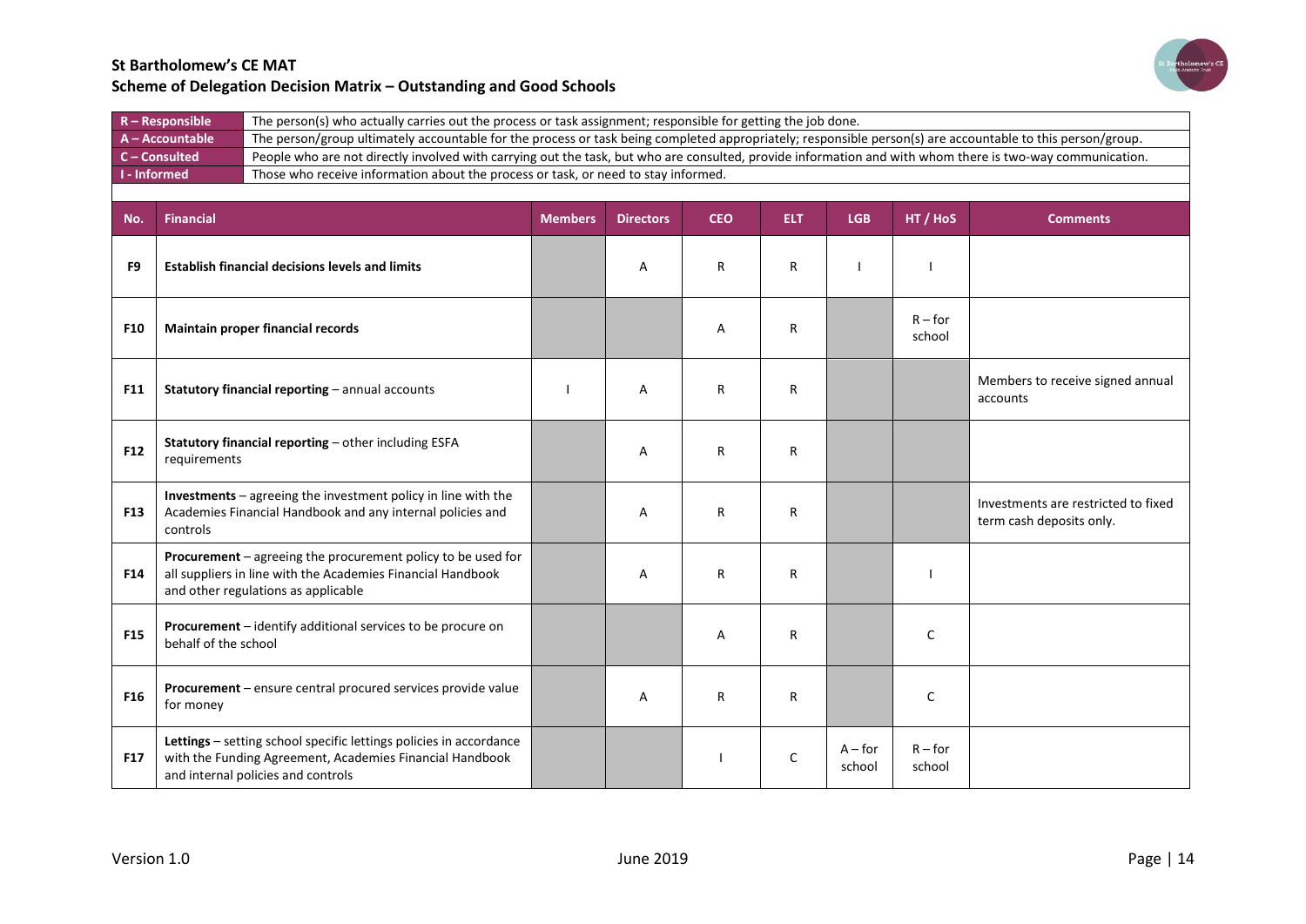## St Bartholomew's CE MAT
## Scheme of Delegation Decision Matrix – Outstanding and Good Schools

| | |
|---|---|
| **R – Responsible** | The person(s) who actually carries out the process or task assignment; responsible for getting the job done. |
| **A – Accountable** | The person/group ultimately accountable for the process or task being completed appropriately; responsible person(s) are accountable to this person/group. |
| **C – Consulted** | People who are not directly involved with carrying out the task, but who are consulted, provide information and with whom there is two-way communication. |
| **I - Informed** | Those who receive information about the process or task, or need to stay informed. |

| No. | Financial | Members | Directors | CEO | ELT | LGB | HT / HoS | Comments |
|---|---|---|---|---|---|---|---|---|
| **F9** | **Establish financial decisions levels and limits** | | A | R | R | I | I | |
| **F10** | **Maintain proper financial records** | | | A | R | | R – for school | |
| **F11** | **Statutory financial reporting** – annual accounts | I | A | R | R | | | Members to receive signed annual accounts |
| **F12** | **Statutory financial reporting** – other including ESFA requirements | | A | R | R | | | |
| **F13** | **Investments** – agreeing the investment policy in line with the Academies Financial Handbook and any internal policies and controls | | A | R | R | | | Investments are restricted to fixed term cash deposits only. |
| **F14** | **Procurement** – agreeing the procurement policy to be used for all suppliers in line with the Academies Financial Handbook and other regulations as applicable | | A | R | R | | I | |
| **F15** | **Procurement** – identify additional services to be procure on behalf of the school | | | A | R | | C | |
| **F16** | **Procurement** – ensure central procured services provide value for money | | A | R | R | | C | |
| **F17** | **Lettings** – setting school specific lettings policies in accordance with the Funding Agreement, Academies Financial Handbook and internal policies and controls | | | I | C | A – for school | R – for school | |

Version 1.0 June 2019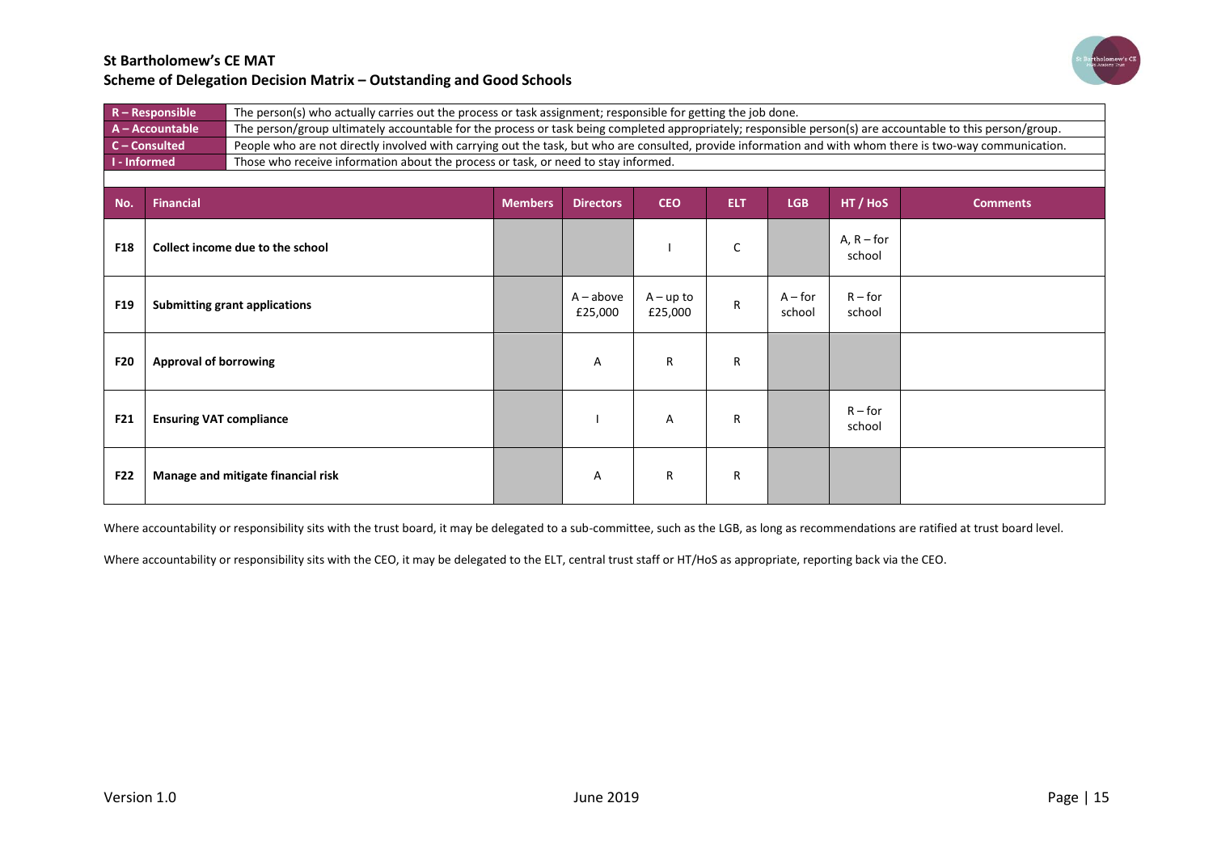**St Bartholomew's CE MAT**
**Scheme of Delegation Decision Matrix – Outstanding and Good Schools**

| | |
|---|---|
| **R – Responsible** | The person(s) who actually carries out the process or task assignment; responsible for getting the job done. |
| **A – Accountable** | The person/group ultimately accountable for the process or task being completed appropriately; responsible person(s) are accountable to this person/group. |
| **C – Consulted** | People who are not directly involved with carrying out the task, but who are consulted, provide information and with whom there is two-way communication. |
| **I - Informed** | Those who receive information about the process or task, or need to stay informed. |

| No. | Financial | Members | Directors | CEO | ELT | LGB | HT / HoS | Comments |
|---|---|---|---|---|---|---|---|---|
| **F18** | **Collect income due to the school** | | | I | C | | A, R – for school | |
| **F19** | **Submitting grant applications** | | A – above £25,000 | A – up to £25,000 | R | A – for school | R – for school | |
| **F20** | **Approval of borrowing** | | A | R | R | | | |
| **F21** | **Ensuring VAT compliance** | | I | A | R | | R – for school | |
| **F22** | **Manage and mitigate financial risk** | | A | R | R | | | |

Where accountability or responsibility sits with the trust board, it may be delegated to a sub-committee, such as the LGB, as long as recommendations are ratified at trust board level.

Where accountability or responsibility sits with the CEO, it may be delegated to the ELT, central trust staff or HT/HoS as appropriate, reporting back via the CEO.